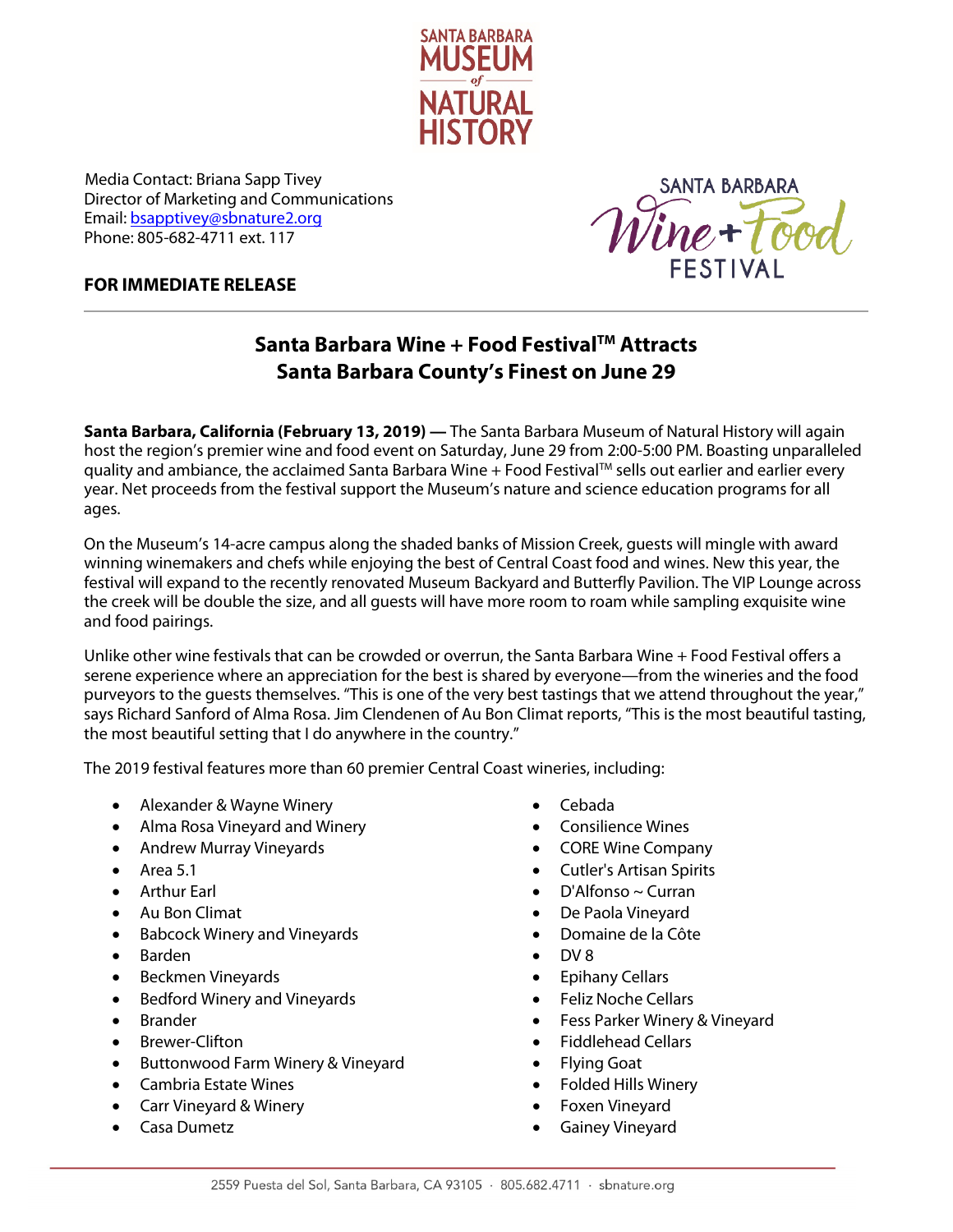Media Contact: Briana Sapp Tivey
Director of Marketing and Communications
Email: bsapptivey@sbnature2.org
Phone: 805-682-4711 ext. 117

**FOR IMMEDIATE RELEASE**

## Santa Barbara Wine + Food Festival™ Attracts Santa Barbara County's Finest on June 29

**Santa Barbara, California (February 13, 2019) —** The Santa Barbara Museum of Natural History will again host the region's premier wine and food event on Saturday, June 29 from 2:00-5:00 PM. Boasting unparalleled quality and ambiance, the acclaimed Santa Barbara Wine + Food Festival™ sells out earlier and earlier every year. Net proceeds from the festival support the Museum's nature and science education programs for all ages.

On the Museum's 14-acre campus along the shaded banks of Mission Creek, guests will mingle with award winning winemakers and chefs while enjoying the best of Central Coast food and wines. New this year, the festival will expand to the recently renovated Museum Backyard and Butterfly Pavilion. The VIP Lounge across the creek will be double the size, and all guests will have more room to roam while sampling exquisite wine and food pairings.

Unlike other wine festivals that can be crowded or overrun, the Santa Barbara Wine + Food Festival offers a serene experience where an appreciation for the best is shared by everyone—from the wineries and the food purveyors to the guests themselves. "This is one of the very best tastings that we attend throughout the year," says Richard Sanford of Alma Rosa. Jim Clendenen of Au Bon Climat reports, "This is the most beautiful tasting, the most beautiful setting that I do anywhere in the country."

The 2019 festival features more than 60 premier Central Coast wineries, including:

- Alexander & Wayne Winery
- Alma Rosa Vineyard and Winery
- Andrew Murray Vineyards
- Area 5.1
- Arthur Earl
- Au Bon Climat
- Babcock Winery and Vineyards
- Barden
- Beckmen Vineyards
- Bedford Winery and Vineyards
- Brander
- Brewer-Clifton
- Buttonwood Farm Winery & Vineyard
- Cambria Estate Wines
- Carr Vineyard & Winery
- Casa Dumetz
- Cebada
- Consilience Wines
- CORE Wine Company
- Cutler's Artisan Spirits
- D'Alfonso ~ Curran
- De Paola Vineyard
- Domaine de la Côte
- DV 8
- Epihany Cellars
- Feliz Noche Cellars
- Fess Parker Winery & Vineyard
- Fiddlehead Cellars
- Flying Goat
- Folded Hills Winery
- Foxen Vineyard
- Gainey Vineyard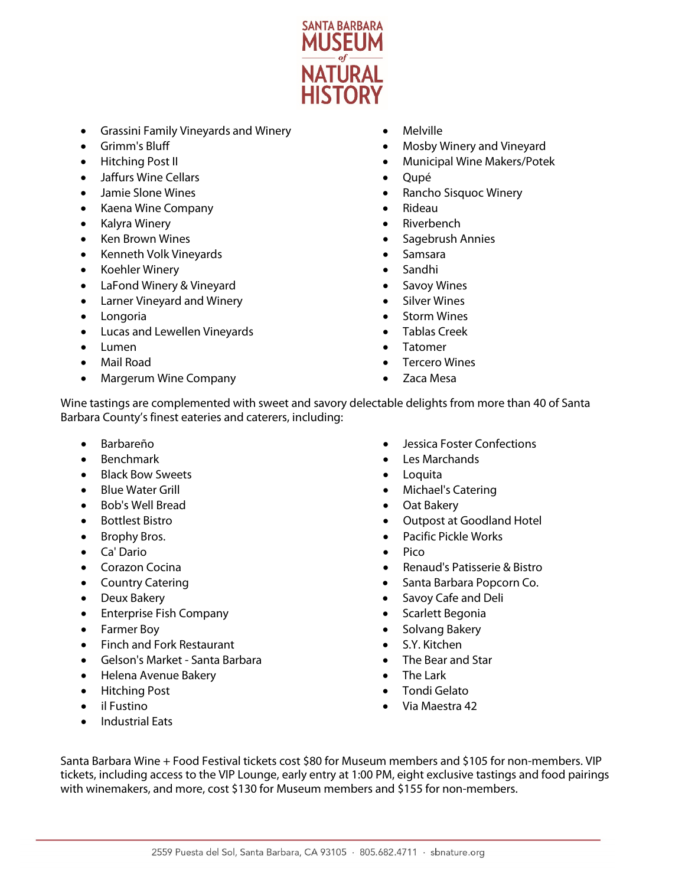- Grassini Family Vineyards and Winery
- Grimm's Bluff
- Hitching Post II
- Jaffurs Wine Cellars
- Jamie Slone Wines
- Kaena Wine Company
- Kalyra Winery
- Ken Brown Wines
- Kenneth Volk Vineyards
- Koehler Winery
- LaFond Winery & Vineyard
- Larner Vineyard and Winery
- Longoria
- Lucas and Lewellen Vineyards
- Lumen
- Mail Road
- Margerum Wine Company
- Melville
- Mosby Winery and Vineyard
- Municipal Wine Makers/Potek
- Qupé
- Rancho Sisquoc Winery
- Rideau
- Riverbench
- Sagebrush Annies
- Samsara
- Sandhi
- Savoy Wines
- Silver Wines
- Storm Wines
- Tablas Creek
- Tatomer
- Tercero Wines
- Zaca Mesa

Wine tastings are complemented with sweet and savory delectable delights from more than 40 of Santa Barbara County's finest eateries and caterers, including:

- Barbareño
- Benchmark
- Black Bow Sweets
- Blue Water Grill
- Bob's Well Bread
- Bottlest Bistro
- Brophy Bros.
- Ca' Dario
- Corazon Cocina
- Country Catering
- Deux Bakery
- Enterprise Fish Company
- Farmer Boy
- Finch and Fork Restaurant
- Gelson's Market - Santa Barbara
- Helena Avenue Bakery
- Hitching Post
- il Fustino
- Industrial Eats
- Jessica Foster Confections
- Les Marchands
- Loquita
- Michael's Catering
- Oat Bakery
- Outpost at Goodland Hotel
- Pacific Pickle Works
- Pico
- Renaud's Patisserie & Bistro
- Santa Barbara Popcorn Co.
- Savoy Cafe and Deli
- Scarlett Begonia
- Solvang Bakery
- S.Y. Kitchen
- The Bear and Star
- The Lark
- Tondi Gelato
- Via Maestra 42

Santa Barbara Wine + Food Festival tickets cost $80 for Museum members and $105 for non-members. VIP tickets, including access to the VIP Lounge, early entry at 1:00 PM, eight exclusive tastings and food pairings with winemakers, and more, cost $130 for Museum members and $155 for non-members.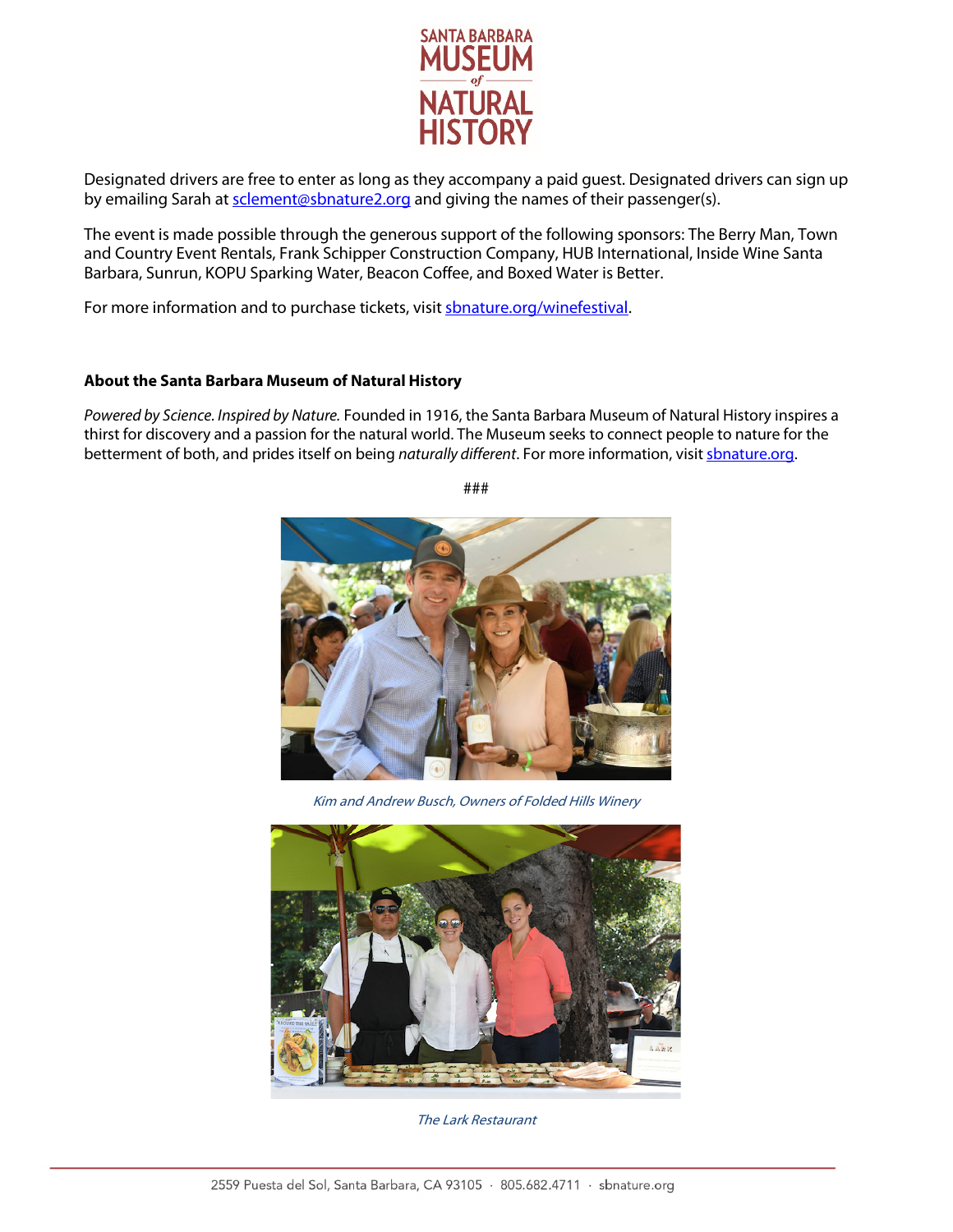Designated drivers are free to enter as long as they accompany a paid guest. Designated drivers can sign up by emailing Sarah at sclement@sbnature2.org and giving the names of their passenger(s).

The event is made possible through the generous support of the following sponsors: The Berry Man, Town and Country Event Rentals, Frank Schipper Construction Company, HUB International, Inside Wine Santa Barbara, Sunrun, KOPU Sparking Water, Beacon Coffee, and Boxed Water is Better.

For more information and to purchase tickets, visit sbnature.org/winefestival.

**About the Santa Barbara Museum of Natural History**

*Powered by Science. Inspired by Nature.* Founded in 1916, the Santa Barbara Museum of Natural History inspires a thirst for discovery and a passion for the natural world. The Museum seeks to connect people to nature for the betterment of both, and prides itself on being *naturally different*. For more information, visit sbnature.org.

###

*Kim and Andrew Busch, Owners of Folded Hills Winery*

*The Lark Restaurant*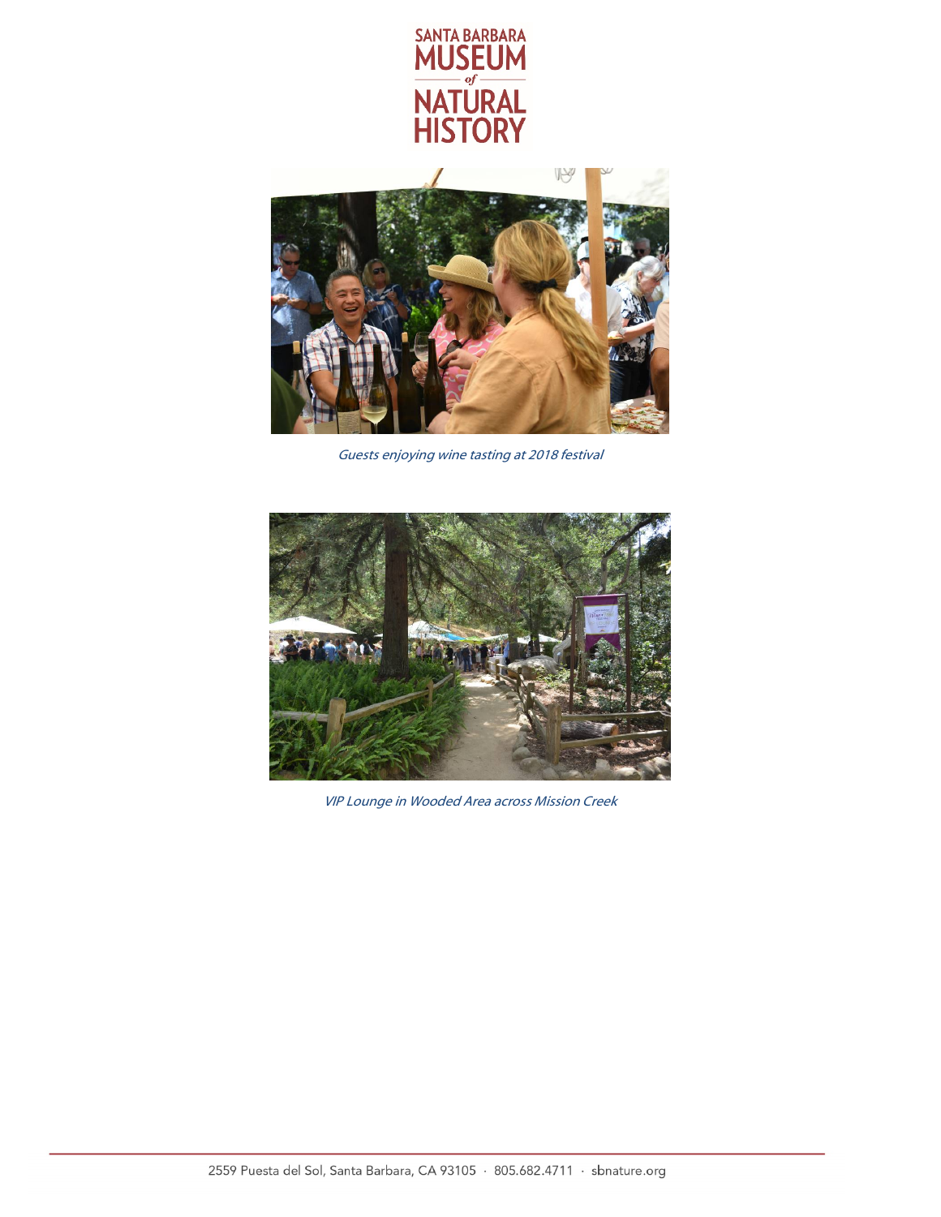*Guests enjoying wine tasting at 2018 festival*

*VIP Lounge in Wooded Area across Mission Creek*